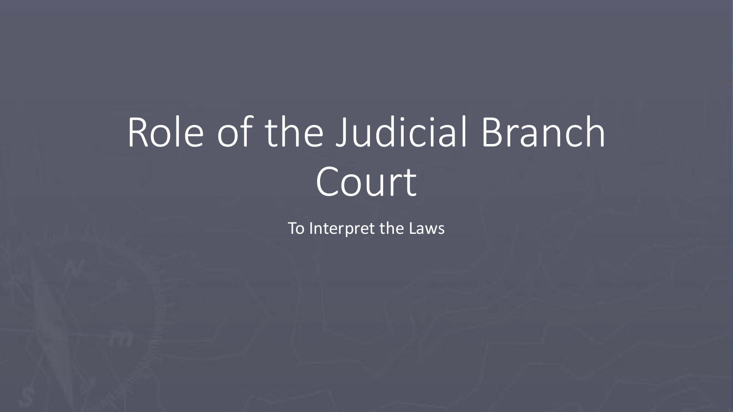# Role of the Judicial Branch Court

To Interpret the Laws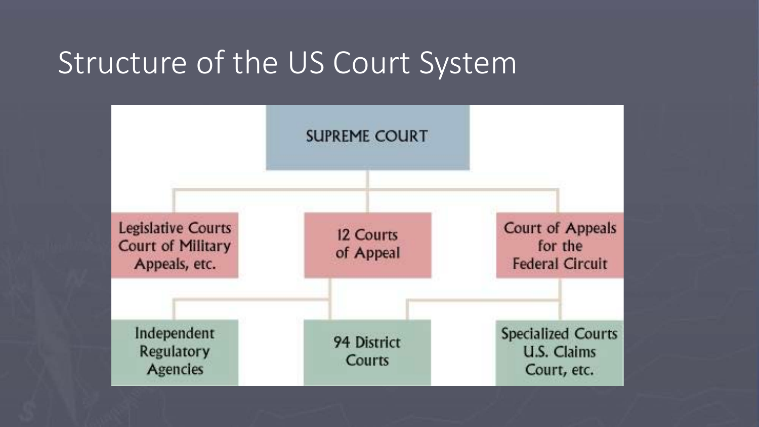# Structure of the US Court System

SUPREME COURT

Legislative Courts Court of Military Appeals, etc.

12 Courts of Appeal

Court of Appeals for the Federal Circuit

Independent Regulatory Agencies

94 District Courts

Specialized Courts U.S. Claims Court, etc.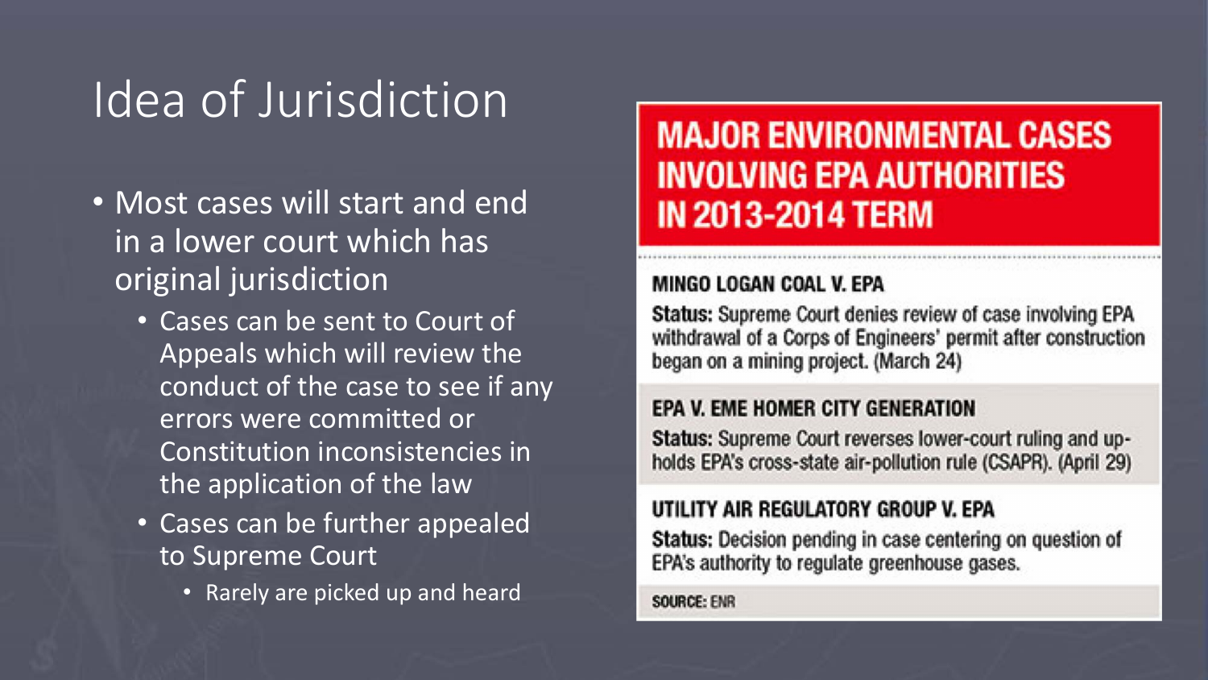# Idea of Jurisdiction

- Most cases will start and end in a lower court which has original jurisdiction
  - Cases can be sent to Court of Appeals which will review the conduct of the case to see if any errors were committed or Constitution inconsistencies in the application of the law
  - Cases can be further appealed to Supreme Court
    - Rarely are picked up and heard

## MAJOR ENVIRONMENTAL CASES INVOLVING EPA AUTHORITIES IN 2013-2014 TERM

### MINGO LOGAN COAL V. EPA

**Status:** Supreme Court denies review of case involving EPA withdrawal of a Corps of Engineers' permit after construction began on a mining project. (March 24)

### EPA V. EME HOMER CITY GENERATION

**Status:** Supreme Court reverses lower-court ruling and upholds EPA's cross-state air-pollution rule (CSAPR). (April 29)

### UTILITY AIR REGULATORY GROUP V. EPA

**Status:** Decision pending in case centering on question of EPA's authority to regulate greenhouse gases.

**SOURCE:** ENR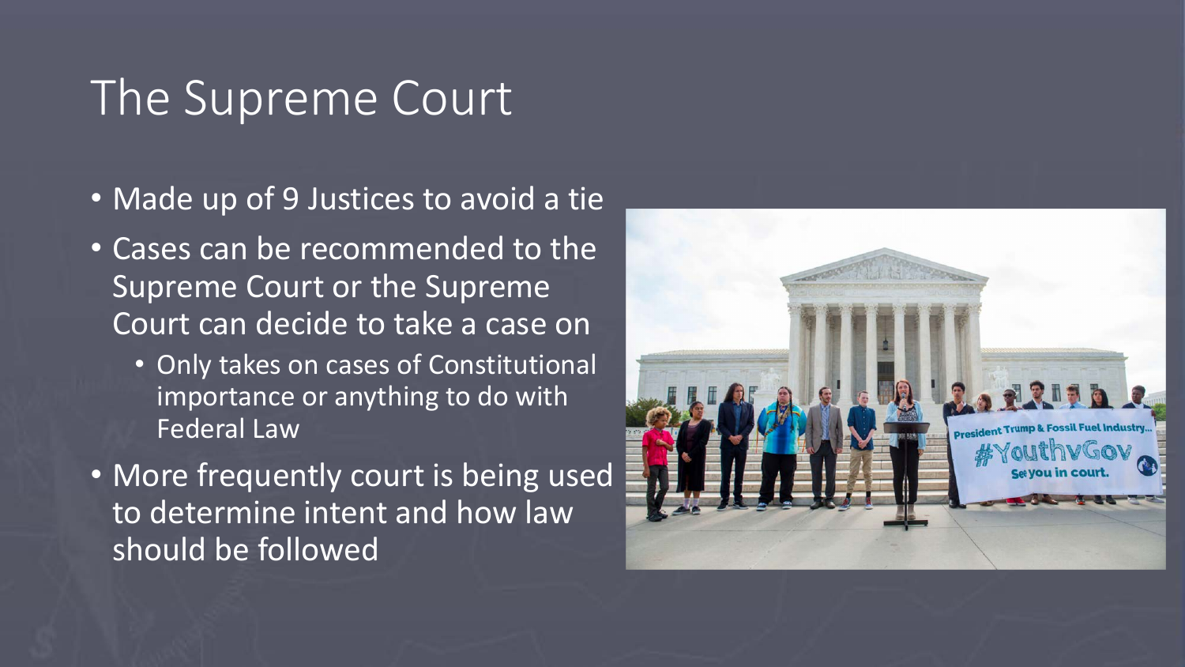# The Supreme Court

- Made up of 9 Justices to avoid a tie
- Cases can be recommended to the Supreme Court or the Supreme Court can decide to take a case on
  - Only takes on cases of Constitutional importance or anything to do with Federal Law
- More frequently court is being used to determine intent and how law should be followed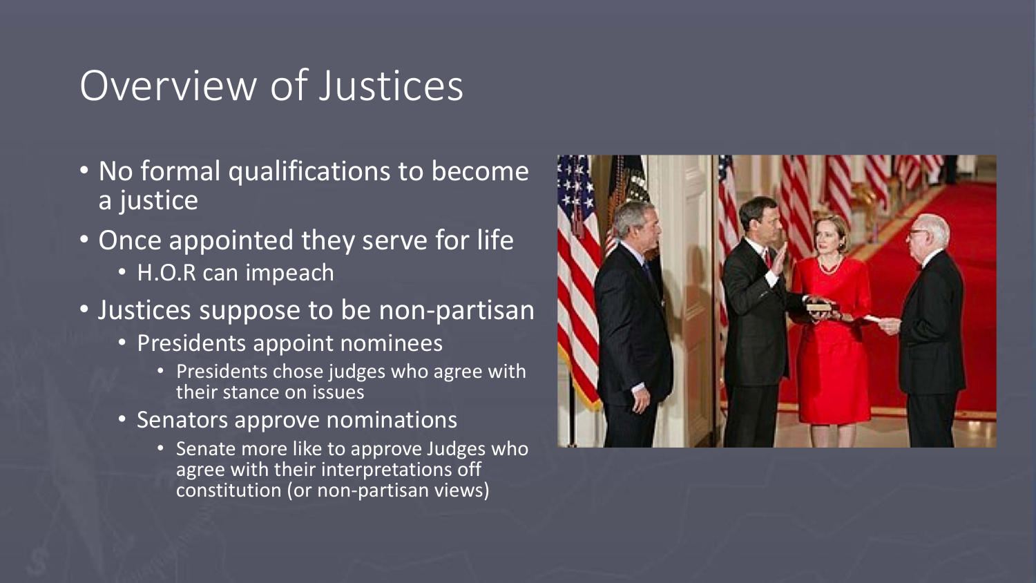# Overview of Justices

- No formal qualifications to become a justice
- Once appointed they serve for life
  - H.O.R can impeach
- Justices suppose to be non-partisan
  - Presidents appoint nominees
    - Presidents chose judges who agree with their stance on issues
  - Senators approve nominations
    - Senate more like to approve Judges who agree with their interpretations off constitution (or non-partisan views)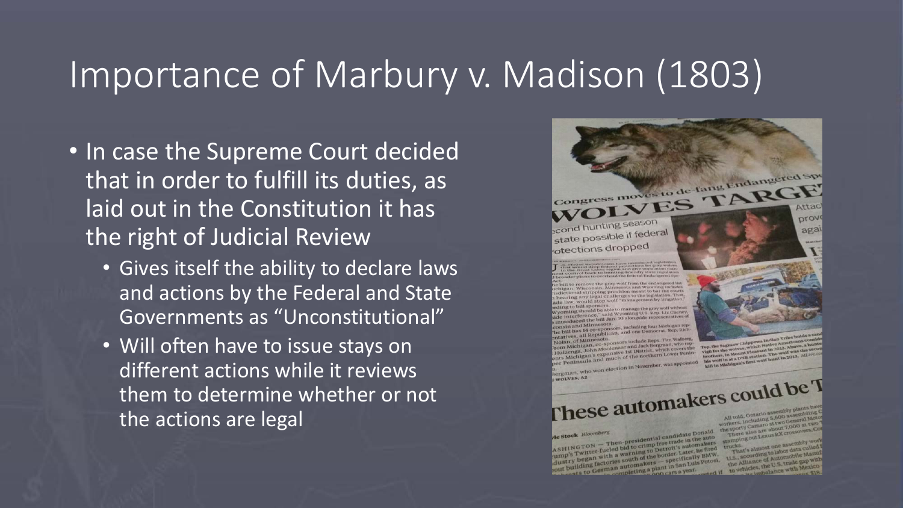# Importance of Marbury v. Madison (1803)

- In case the Supreme Court decided that in order to fulfill its duties, as laid out in the Constitution it has the right of Judicial Review
  - Gives itself the ability to declare laws and actions by the Federal and State Governments as "Unconstitutional"
  - Will often have to issue stays on different actions while it reviews them to determine whether or not the actions are legal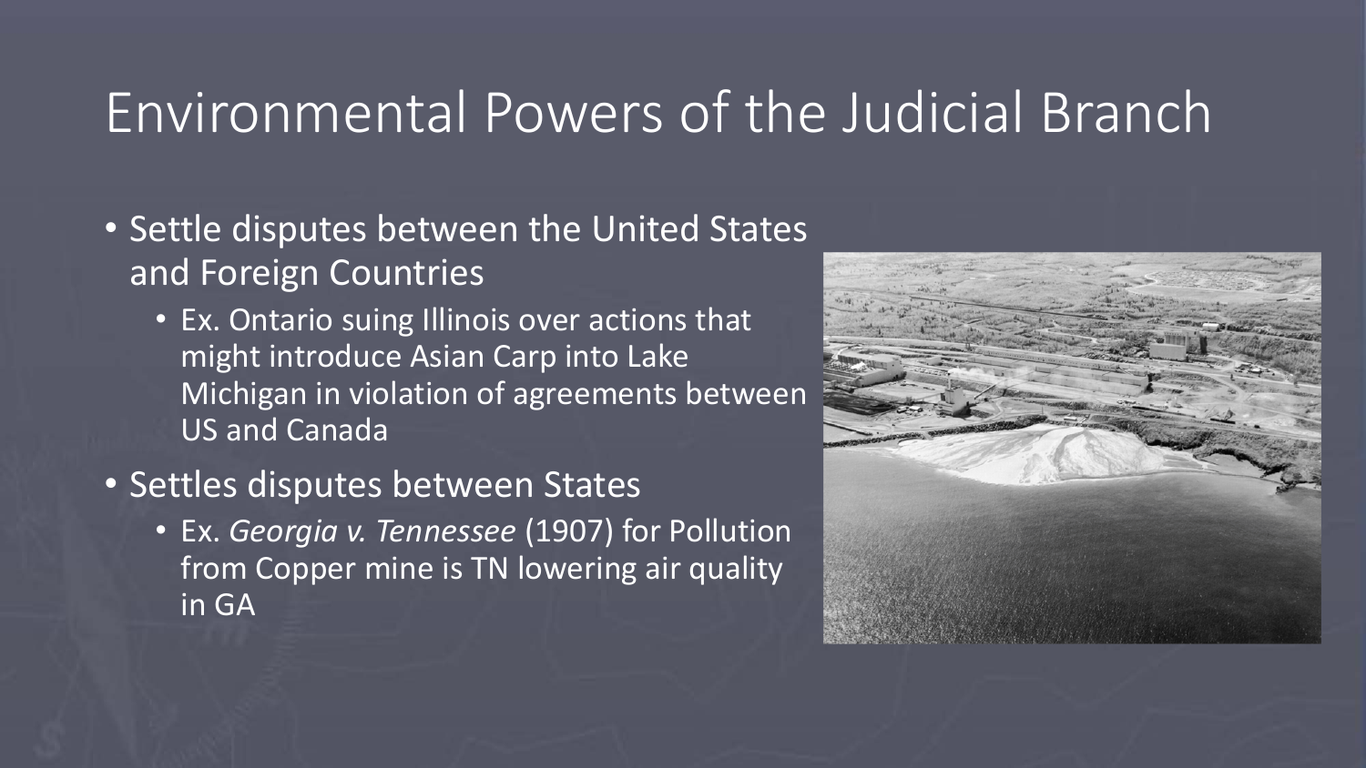# Environmental Powers of the Judicial Branch

- Settle disputes between the United States and Foreign Countries
  - Ex. Ontario suing Illinois over actions that might introduce Asian Carp into Lake Michigan in violation of agreements between US and Canada
- Settles disputes between States
  - Ex. *Georgia v. Tennessee* (1907) for Pollution from Copper mine is TN lowering air quality in GA